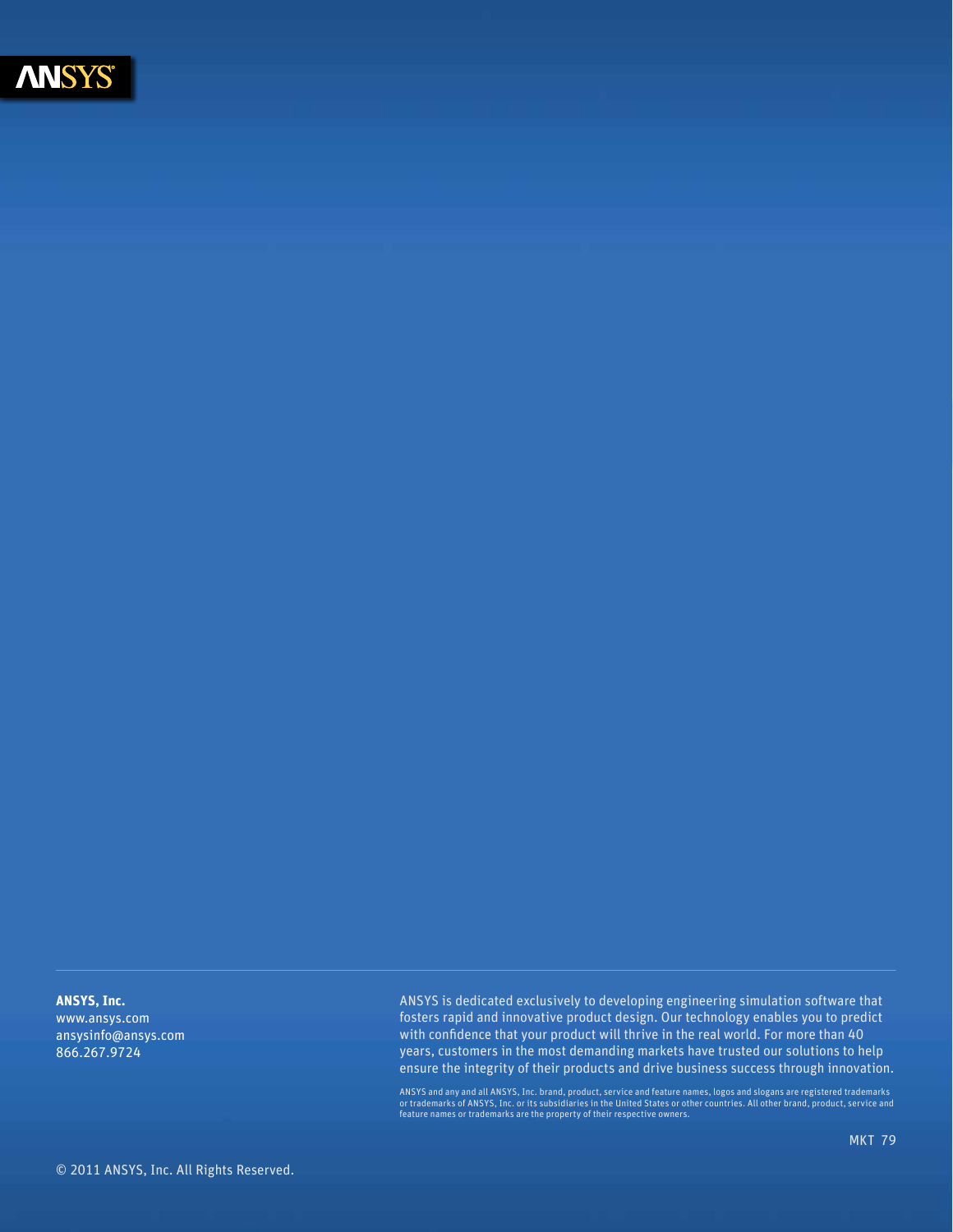ANSYS

**ANSYS, Inc.**
www.ansys.com
ansysinfo@ansys.com
866.267.9724

ANSYS is dedicated exclusively to developing engineering simulation software that fosters rapid and innovative product design. Our technology enables you to predict with confidence that your product will thrive in the real world. For more than 40 years, customers in the most demanding markets have trusted our solutions to help ensure the integrity of their products and drive business success through innovation.

ANSYS and any and all ANSYS, Inc. brand, product, service and feature names, logos and slogans are registered trademarks or trademarks of ANSYS, Inc. or its subsidiaries in the United States or other countries. All other brand, product, service and feature names or trademarks are the property of their respective owners.

MKT 79

© 2011 ANSYS, Inc. All Rights Reserved.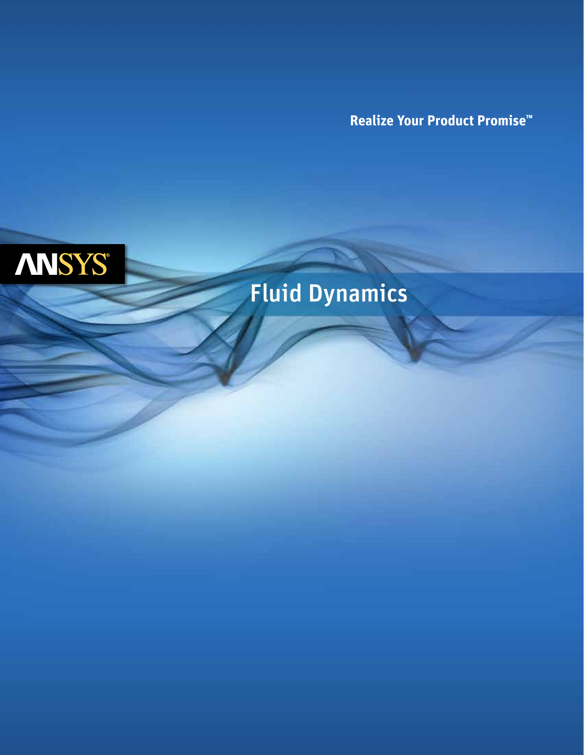Realize Your Product Promise™

ANSYS®

# Fluid Dynamics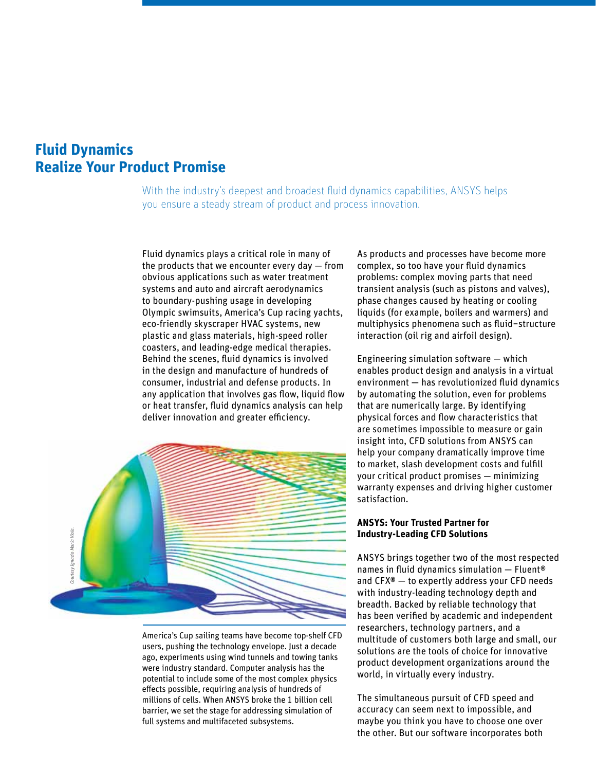# Fluid Dynamics
# Realize Your Product Promise

With the industry's deepest and broadest fluid dynamics capabilities, ANSYS helps you ensure a steady stream of product and process innovation.

Fluid dynamics plays a critical role in many of the products that we encounter every day — from obvious applications such as water treatment systems and auto and aircraft aerodynamics to boundary-pushing usage in developing Olympic swimsuits, America's Cup racing yachts, eco-friendly skyscraper HVAC systems, new plastic and glass materials, high-speed roller coasters, and leading-edge medical therapies. Behind the scenes, fluid dynamics is involved in the design and manufacture of hundreds of consumer, industrial and defense products. In any application that involves gas flow, liquid flow or heat transfer, fluid dynamics analysis can help deliver innovation and greater efficiency.

*Courtesy Ignazio Maria Viola.*

America's Cup sailing teams have become top-shelf CFD users, pushing the technology envelope. Just a decade ago, experiments using wind tunnels and towing tanks were industry standard. Computer analysis has the potential to include some of the most complex physics effects possible, requiring analysis of hundreds of millions of cells. When ANSYS broke the 1 billion cell barrier, we set the stage for addressing simulation of full systems and multifaceted subsystems.

As products and processes have become more complex, so too have your fluid dynamics problems: complex moving parts that need transient analysis (such as pistons and valves), phase changes caused by heating or cooling liquids (for example, boilers and warmers) and multiphysics phenomena such as fluid–structure interaction (oil rig and airfoil design).

Engineering simulation software — which enables product design and analysis in a virtual environment — has revolutionized fluid dynamics by automating the solution, even for problems that are numerically large. By identifying physical forces and flow characteristics that are sometimes impossible to measure or gain insight into, CFD solutions from ANSYS can help your company dramatically improve time to market, slash development costs and fulfill your critical product promises — minimizing warranty expenses and driving higher customer satisfaction.

## ANSYS: Your Trusted Partner for Industry-Leading CFD Solutions

ANSYS brings together two of the most respected names in fluid dynamics simulation — Fluent® and CFX® — to expertly address your CFD needs with industry-leading technology depth and breadth. Backed by reliable technology that has been verified by academic and independent researchers, technology partners, and a multitude of customers both large and small, our solutions are the tools of choice for innovative product development organizations around the world, in virtually every industry.

The simultaneous pursuit of CFD speed and accuracy can seem next to impossible, and maybe you think you have to choose one over the other. But our software incorporates both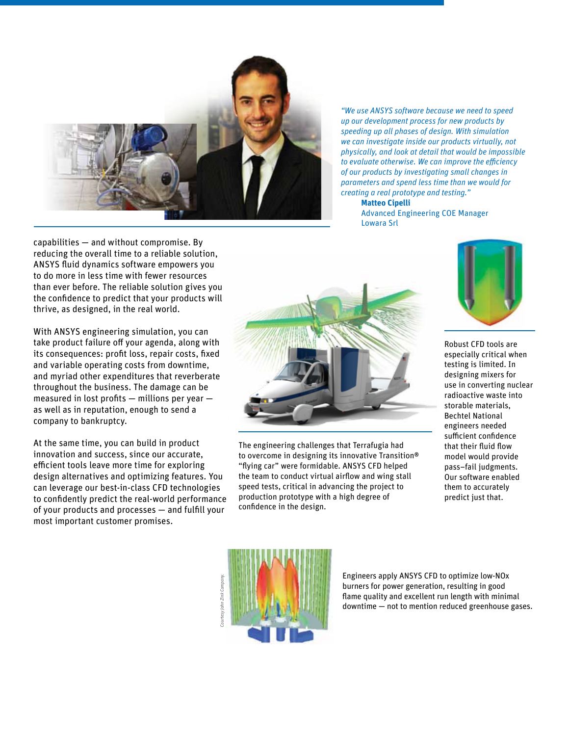*"We use ANSYS software because we need to speed up our development process for new products by speeding up all phases of design. With simulation we can investigate inside our products virtually, not physically, and look at detail that would be impossible to evaluate otherwise. We can improve the efficiency of our products by investigating small changes in parameters and spend less time than we would for creating a real prototype and testing."*

**Matteo Cipelli**
Advanced Engineering COE Manager
Lowara Srl

capabilities — and without compromise. By reducing the overall time to a reliable solution, ANSYS fluid dynamics software empowers you to do more in less time with fewer resources than ever before. The reliable solution gives you the confidence to predict that your products will thrive, as designed, in the real world.

With ANSYS engineering simulation, you can take product failure off your agenda, along with its consequences: profit loss, repair costs, fixed and variable operating costs from downtime, and myriad other expenditures that reverberate throughout the business. The damage can be measured in lost profits — millions per year — as well as in reputation, enough to send a company to bankruptcy.

At the same time, you can build in product innovation and success, since our accurate, efficient tools leave more time for exploring design alternatives and optimizing features. You can leverage our best-in-class CFD technologies to confidently predict the real-world performance of your products and processes — and fulfill your most important customer promises.

The engineering challenges that Terrafugia had to overcome in designing its innovative Transition® "flying car" were formidable. ANSYS CFD helped the team to conduct virtual airflow and wing stall speed tests, critical in advancing the project to production prototype with a high degree of confidence in the design.

Robust CFD tools are especially critical when testing is limited. In designing mixers for use in converting nuclear radioactive waste into storable materials, Bechtel National engineers needed sufficient confidence that their fluid flow model would provide pass–fail judgments. Our software enabled them to accurately predict just that.

*Courtesy John Zink Company.*

Engineers apply ANSYS CFD to optimize low-NOx burners for power generation, resulting in good flame quality and excellent run length with minimal downtime — not to mention reduced greenhouse gases.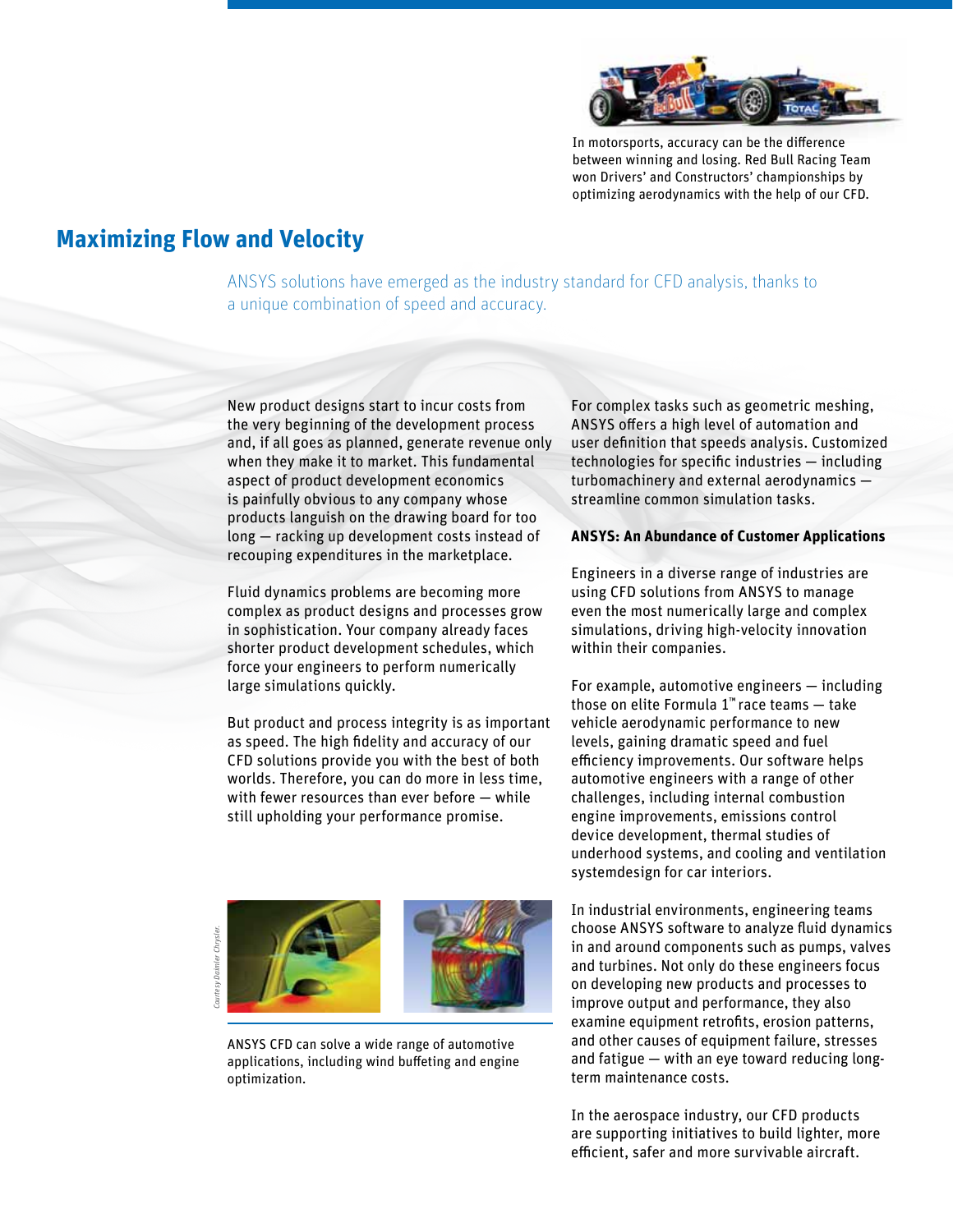In motorsports, accuracy can be the difference between winning and losing. Red Bull Racing Team won Drivers' and Constructors' championships by optimizing aerodynamics with the help of our CFD.

## Maximizing Flow and Velocity

ANSYS solutions have emerged as the industry standard for CFD analysis, thanks to a unique combination of speed and accuracy.

New product designs start to incur costs from the very beginning of the development process and, if all goes as planned, generate revenue only when they make it to market. This fundamental aspect of product development economics is painfully obvious to any company whose products languish on the drawing board for too long — racking up development costs instead of recouping expenditures in the marketplace.

Fluid dynamics problems are becoming more complex as product designs and processes grow in sophistication. Your company already faces shorter product development schedules, which force your engineers to perform numerically large simulations quickly.

But product and process integrity is as important as speed. The high fidelity and accuracy of our CFD solutions provide you with the best of both worlds. Therefore, you can do more in less time, with fewer resources than ever before — while still upholding your performance promise.

*Courtesy Daimler Chrysler.*

ANSYS CFD can solve a wide range of automotive applications, including wind buffeting and engine optimization.

For complex tasks such as geometric meshing, ANSYS offers a high level of automation and user definition that speeds analysis. Customized technologies for specific industries — including turbomachinery and external aerodynamics — streamline common simulation tasks.

**ANSYS: An Abundance of Customer Applications**

Engineers in a diverse range of industries are using CFD solutions from ANSYS to manage even the most numerically large and complex simulations, driving high-velocity innovation within their companies.

For example, automotive engineers — including those on elite Formula 1™ race teams — take vehicle aerodynamic performance to new levels, gaining dramatic speed and fuel efficiency improvements. Our software helps automotive engineers with a range of other challenges, including internal combustion engine improvements, emissions control device development, thermal studies of underhood systems, and cooling and ventilation systemdesign for car interiors.

In industrial environments, engineering teams choose ANSYS software to analyze fluid dynamics in and around components such as pumps, valves and turbines. Not only do these engineers focus on developing new products and processes to improve output and performance, they also examine equipment retrofits, erosion patterns, and other causes of equipment failure, stresses and fatigue — with an eye toward reducing long-term maintenance costs.

In the aerospace industry, our CFD products are supporting initiatives to build lighter, more efficient, safer and more survivable aircraft.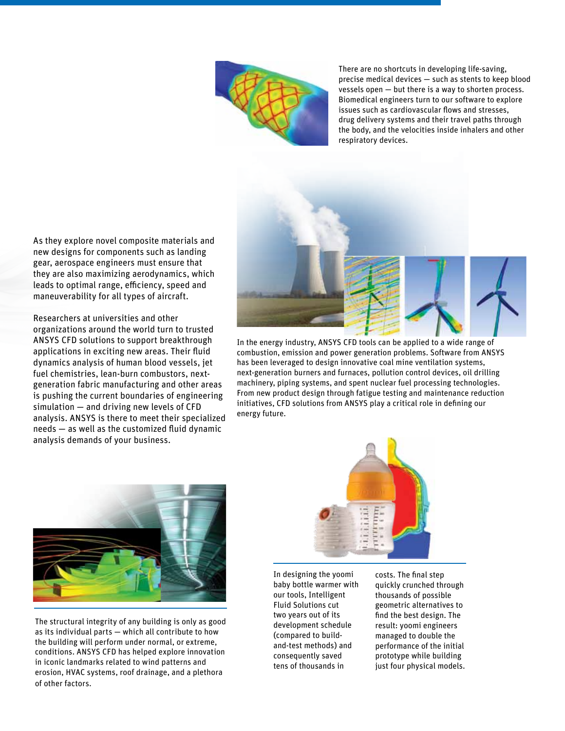There are no shortcuts in developing life-saving, precise medical devices — such as stents to keep blood vessels open — but there is a way to shorten process. Biomedical engineers turn to our software to explore issues such as cardiovascular flows and stresses, drug delivery systems and their travel paths through the body, and the velocities inside inhalers and other respiratory devices.

As they explore novel composite materials and new designs for components such as landing gear, aerospace engineers must ensure that they are also maximizing aerodynamics, which leads to optimal range, efficiency, speed and maneuverability for all types of aircraft.

Researchers at universities and other organizations around the world turn to trusted ANSYS CFD solutions to support breakthrough applications in exciting new areas. Their fluid dynamics analysis of human blood vessels, jet fuel chemistries, lean-burn combustors, next-generation fabric manufacturing and other areas is pushing the current boundaries of engineering simulation — and driving new levels of CFD analysis. ANSYS is there to meet their specialized needs — as well as the customized fluid dynamic analysis demands of your business.

In the energy industry, ANSYS CFD tools can be applied to a wide range of combustion, emission and power generation problems. Software from ANSYS has been leveraged to design innovative coal mine ventilation systems, next-generation burners and furnaces, pollution control devices, oil drilling machinery, piping systems, and spent nuclear fuel processing technologies. From new product design through fatigue testing and maintenance reduction initiatives, CFD solutions from ANSYS play a critical role in defining our energy future.

The structural integrity of any building is only as good as its individual parts — which all contribute to how the building will perform under normal, or extreme, conditions. ANSYS CFD has helped explore innovation in iconic landmarks related to wind patterns and erosion, HVAC systems, roof drainage, and a plethora of other factors.

In designing the yoomi baby bottle warmer with our tools, Intelligent Fluid Solutions cut two years out of its development schedule (compared to build-and-test methods) and consequently saved tens of thousands in costs. The final step quickly crunched through thousands of possible geometric alternatives to find the best design. The result: yoomi engineers managed to double the performance of the initial prototype while building just four physical models.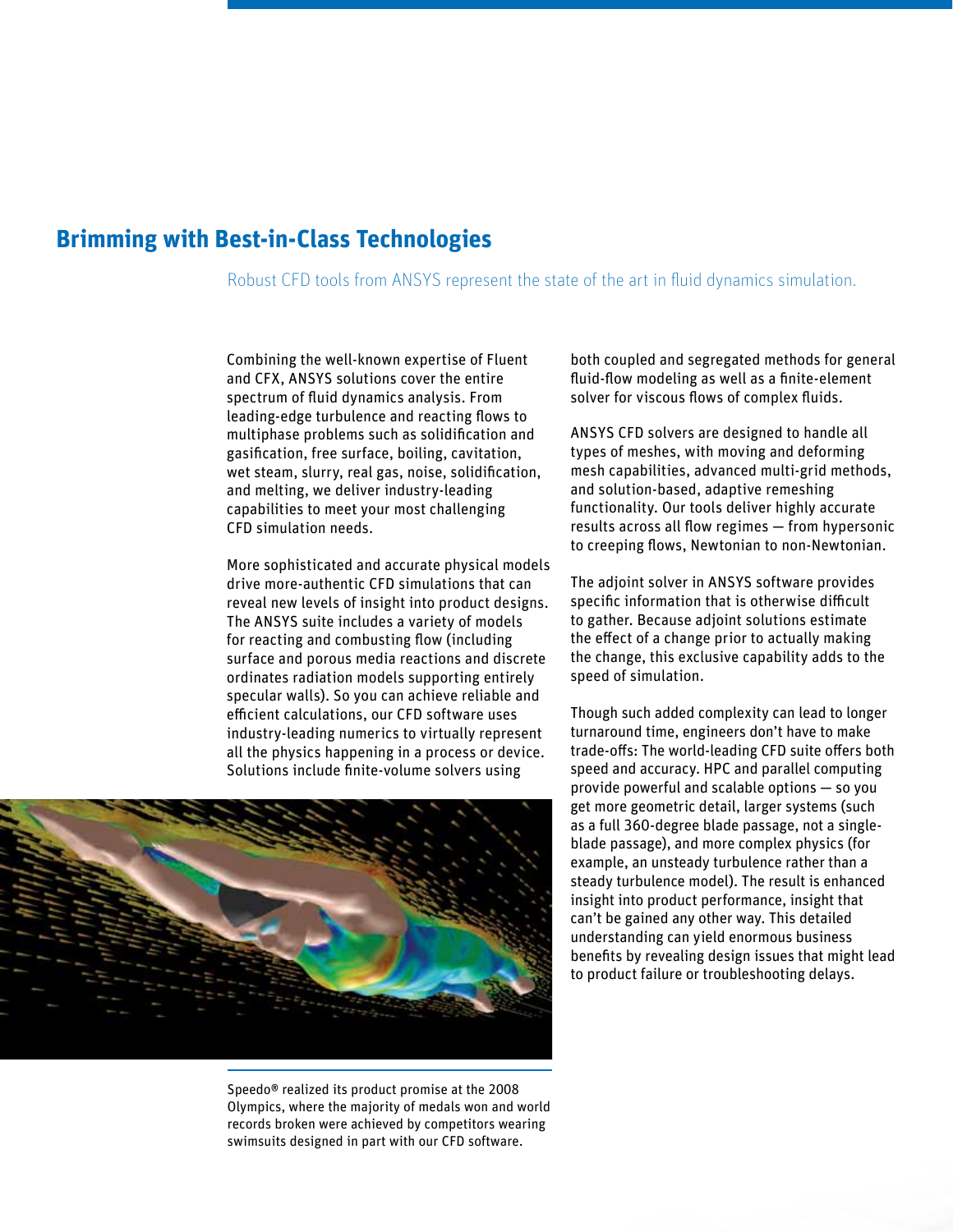## Brimming with Best-in-Class Technologies

Robust CFD tools from ANSYS represent the state of the art in fluid dynamics simulation.

Combining the well-known expertise of Fluent and CFX, ANSYS solutions cover the entire spectrum of fluid dynamics analysis. From leading-edge turbulence and reacting flows to multiphase problems such as solidification and gasification, free surface, boiling, cavitation, wet steam, slurry, real gas, noise, solidification, and melting, we deliver industry-leading capabilities to meet your most challenging CFD simulation needs.

More sophisticated and accurate physical models drive more-authentic CFD simulations that can reveal new levels of insight into product designs. The ANSYS suite includes a variety of models for reacting and combusting flow (including surface and porous media reactions and discrete ordinates radiation models supporting entirely specular walls). So you can achieve reliable and efficient calculations, our CFD software uses industry-leading numerics to virtually represent all the physics happening in a process or device. Solutions include finite-volume solvers using both coupled and segregated methods for general fluid-flow modeling as well as a finite-element solver for viscous flows of complex fluids.

ANSYS CFD solvers are designed to handle all types of meshes, with moving and deforming mesh capabilities, advanced multi-grid methods, and solution-based, adaptive remeshing functionality. Our tools deliver highly accurate results across all flow regimes — from hypersonic to creeping flows, Newtonian to non-Newtonian.

The adjoint solver in ANSYS software provides specific information that is otherwise difficult to gather. Because adjoint solutions estimate the effect of a change prior to actually making the change, this exclusive capability adds to the speed of simulation.

Though such added complexity can lead to longer turnaround time, engineers don't have to make trade-offs: The world-leading CFD suite offers both speed and accuracy. HPC and parallel computing provide powerful and scalable options — so you get more geometric detail, larger systems (such as a full 360-degree blade passage, not a single-blade passage), and more complex physics (for example, an unsteady turbulence rather than a steady turbulence model). The result is enhanced insight into product performance, insight that can't be gained any other way. This detailed understanding can yield enormous business benefits by revealing design issues that might lead to product failure or troubleshooting delays.

Speedo® realized its product promise at the 2008 Olympics, where the majority of medals won and world records broken were achieved by competitors wearing swimsuits designed in part with our CFD software.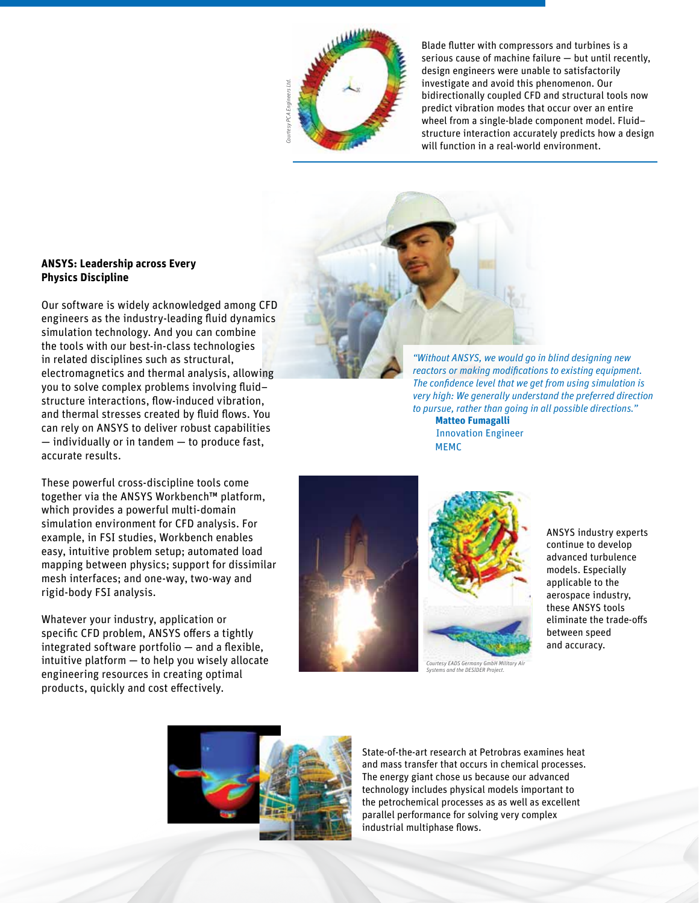Courtesy PCA Engineers Ltd.

Blade flutter with compressors and turbines is a serious cause of machine failure — but until recently, design engineers were unable to satisfactorily investigate and avoid this phenomenon. Our bidirectionally coupled CFD and structural tools now predict vibration modes that occur over an entire wheel from a single-blade component model. Fluid–structure interaction accurately predicts how a design will function in a real-world environment.

**ANSYS: Leadership across Every Physics Discipline**

Our software is widely acknowledged among CFD engineers as the industry-leading fluid dynamics simulation technology. And you can combine the tools with our best-in-class technologies in related disciplines such as structural, electromagnetics and thermal analysis, allowing you to solve complex problems involving fluid–structure interactions, flow-induced vibration, and thermal stresses created by fluid flows. You can rely on ANSYS to deliver robust capabilities — individually or in tandem — to produce fast, accurate results.

These powerful cross-discipline tools come together via the ANSYS Workbench™ platform, which provides a powerful multi-domain simulation environment for CFD analysis. For example, in FSI studies, Workbench enables easy, intuitive problem setup; automated load mapping between physics; support for dissimilar mesh interfaces; and one-way, two-way and rigid-body FSI analysis.

Whatever your industry, application or specific CFD problem, ANSYS offers a tightly integrated software portfolio — and a flexible, intuitive platform — to help you wisely allocate engineering resources in creating optimal products, quickly and cost effectively.

*"Without ANSYS, we would go in blind designing new reactors or making modifications to existing equipment. The confidence level that we get from using simulation is very high: We generally understand the preferred direction to pursue, rather than going in all possible directions."*

**Matteo Fumagalli**
Innovation Engineer
MEMC

ANSYS industry experts continue to develop advanced turbulence models. Especially applicable to the aerospace industry, these ANSYS tools eliminate the trade-offs between speed and accuracy.

Courtesy EADS Germany GmbH Military Air Systems and the DESIDER Project.

State-of-the-art research at Petrobras examines heat and mass transfer that occurs in chemical processes. The energy giant chose us because our advanced technology includes physical models important to the petrochemical processes as as well as excellent parallel performance for solving very complex industrial multiphase flows.